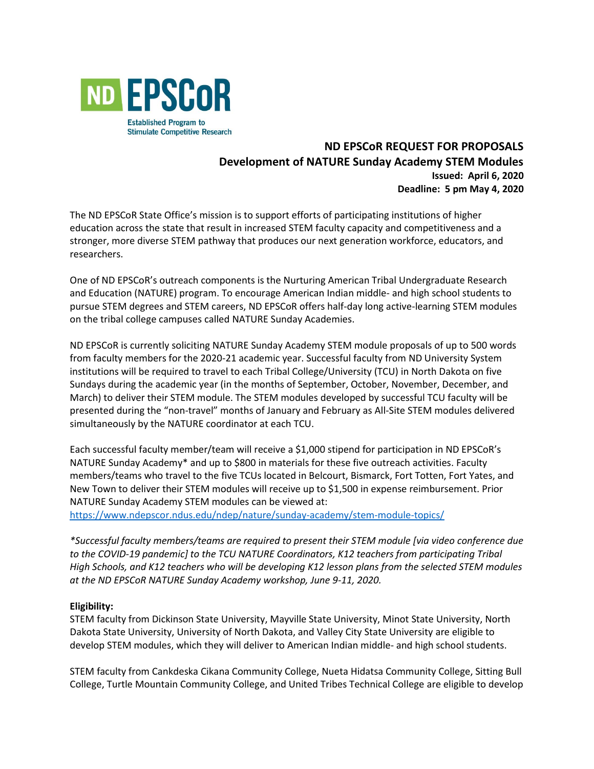ND EPSCoR

Established Program to Stimulate Competitive Research

# ND EPSCoR REQUEST FOR PROPOSALS

## Development of NATURE Sunday Academy STEM Modules

**Issued: April 6, 2020**

**Deadline: 5 pm May 4, 2020**

The ND EPSCoR State Office's mission is to support efforts of participating institutions of higher education across the state that result in increased STEM faculty capacity and competitiveness and a stronger, more diverse STEM pathway that produces our next generation workforce, educators, and researchers.

One of ND EPSCoR's outreach components is the Nurturing American Tribal Undergraduate Research and Education (NATURE) program. To encourage American Indian middle- and high school students to pursue STEM degrees and STEM careers, ND EPSCoR offers half-day long active-learning STEM modules on the tribal college campuses called NATURE Sunday Academies.

ND EPSCoR is currently soliciting NATURE Sunday Academy STEM module proposals of up to 500 words from faculty members for the 2020-21 academic year. Successful faculty from ND University System institutions will be required to travel to each Tribal College/University (TCU) in North Dakota on five Sundays during the academic year (in the months of September, October, November, December, and March) to deliver their STEM module. The STEM modules developed by successful TCU faculty will be presented during the "non-travel" months of January and February as All-Site STEM modules delivered simultaneously by the NATURE coordinator at each TCU.

Each successful faculty member/team will receive a $1,000 stipend for participation in ND EPSCoR's NATURE Sunday Academy* and up to $800 in materials for these five outreach activities. Faculty members/teams who travel to the five TCUs located in Belcourt, Bismarck, Fort Totten, Fort Yates, and New Town to deliver their STEM modules will receive up to $1,500 in expense reimbursement. Prior NATURE Sunday Academy STEM modules can be viewed at:
https://www.ndepscor.ndus.edu/ndep/nature/sunday-academy/stem-module-topics/

*\*Successful faculty members/teams are required to present their STEM module [via video conference due to the COVID-19 pandemic] to the TCU NATURE Coordinators, K12 teachers from participating Tribal High Schools, and K12 teachers who will be developing K12 lesson plans from the selected STEM modules at the ND EPSCoR NATURE Sunday Academy workshop, June 9-11, 2020.*

**Eligibility:**

STEM faculty from Dickinson State University, Mayville State University, Minot State University, North Dakota State University, University of North Dakota, and Valley City State University are eligible to develop STEM modules, which they will deliver to American Indian middle- and high school students.

STEM faculty from Cankdeska Cikana Community College, Nueta Hidatsa Community College, Sitting Bull College, Turtle Mountain Community College, and United Tribes Technical College are eligible to develop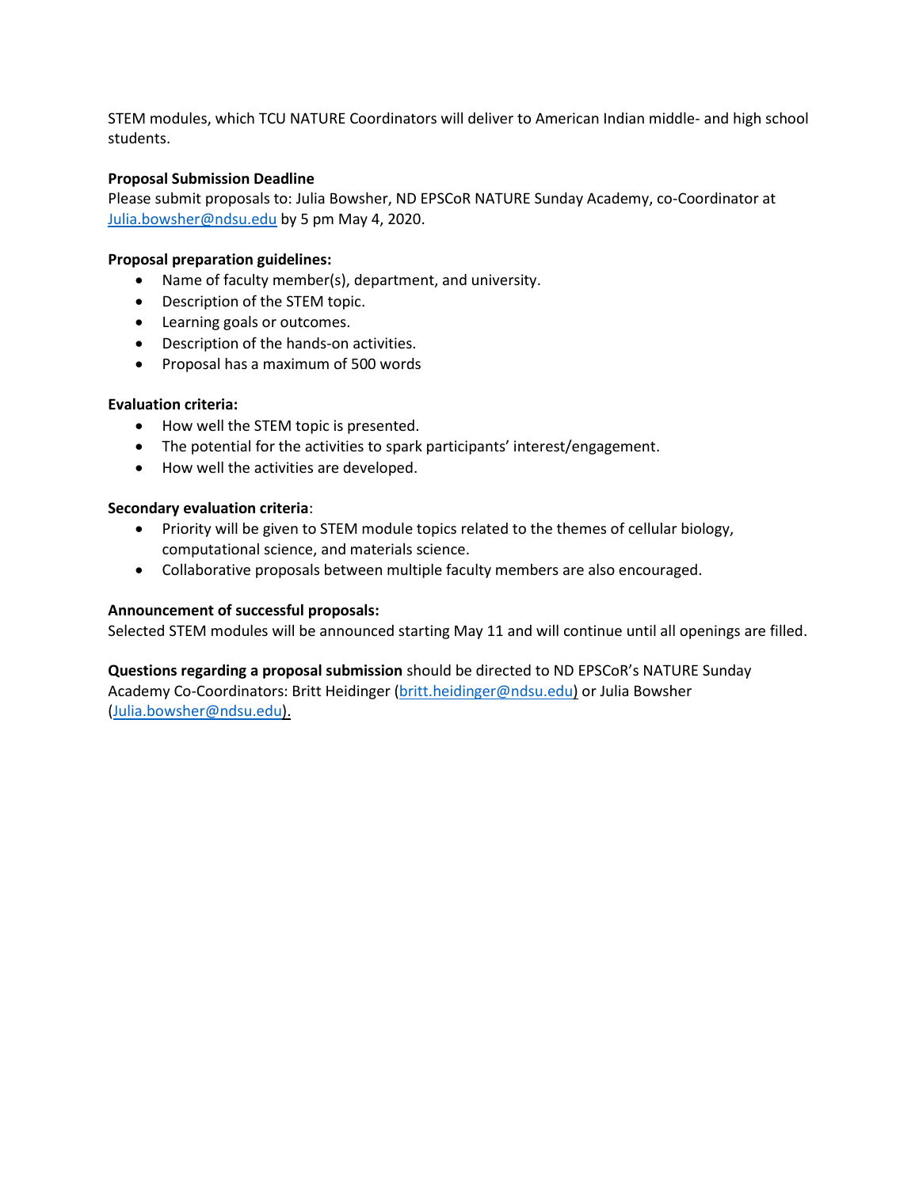STEM modules, which TCU NATURE Coordinators will deliver to American Indian middle- and high school students.

**Proposal Submission Deadline**
Please submit proposals to: Julia Bowsher, ND EPSCoR NATURE Sunday Academy, co-Coordinator at Julia.bowsher@ndsu.edu by 5 pm May 4, 2020.

**Proposal preparation guidelines:**

- Name of faculty member(s), department, and university.
- Description of the STEM topic.
- Learning goals or outcomes.
- Description of the hands-on activities.
- Proposal has a maximum of 500 words

**Evaluation criteria:**

- How well the STEM topic is presented.
- The potential for the activities to spark participants' interest/engagement.
- How well the activities are developed.

**Secondary evaluation criteria**:

- Priority will be given to STEM module topics related to the themes of cellular biology, computational science, and materials science.
- Collaborative proposals between multiple faculty members are also encouraged.

**Announcement of successful proposals:**
Selected STEM modules will be announced starting May 11 and will continue until all openings are filled.

**Questions regarding a proposal submission** should be directed to ND EPSCoR's NATURE Sunday Academy Co-Coordinators: Britt Heidinger (britt.heidinger@ndsu.edu) or Julia Bowsher (Julia.bowsher@ndsu.edu).